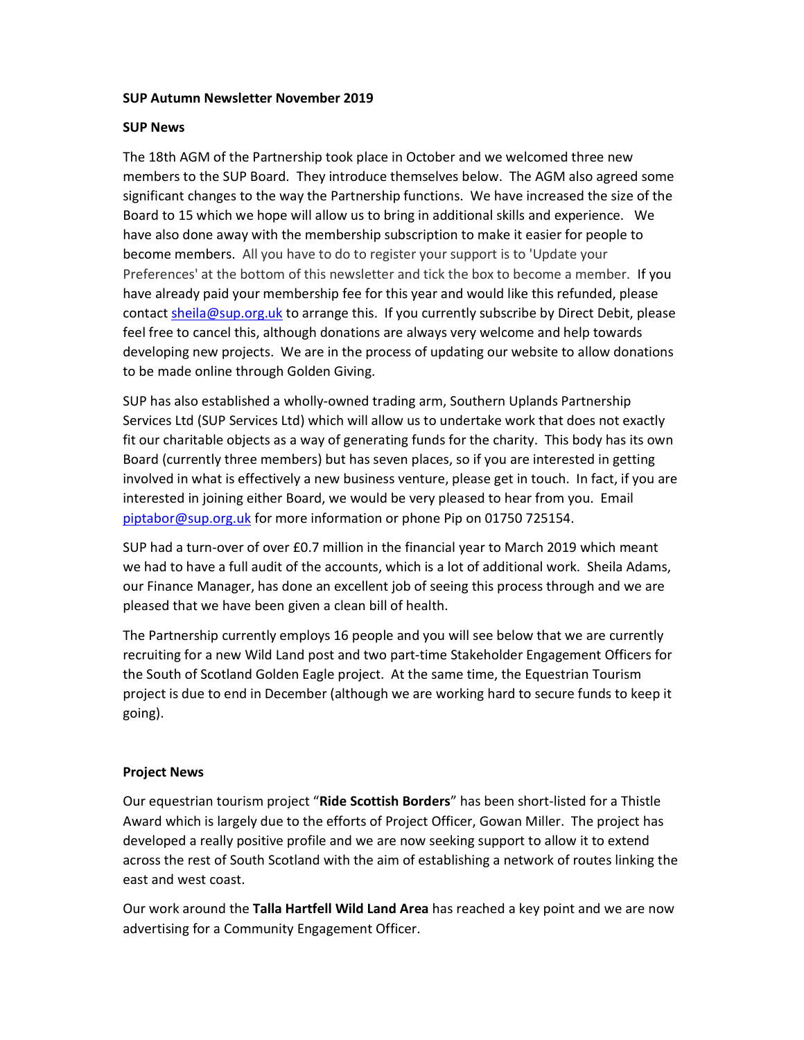**SUP Autumn Newsletter November 2019**

**SUP News**

The 18th AGM of the Partnership took place in October and we welcomed three new members to the SUP Board. They introduce themselves below. The AGM also agreed some significant changes to the way the Partnership functions. We have increased the size of the Board to 15 which we hope will allow us to bring in additional skills and experience. We have also done away with the membership subscription to make it easier for people to become members. All you have to do to register your support is to 'Update your Preferences' at the bottom of this newsletter and tick the box to become a member. If you have already paid your membership fee for this year and would like this refunded, please contact sheila@sup.org.uk to arrange this. If you currently subscribe by Direct Debit, please feel free to cancel this, although donations are always very welcome and help towards developing new projects. We are in the process of updating our website to allow donations to be made online through Golden Giving.

SUP has also established a wholly-owned trading arm, Southern Uplands Partnership Services Ltd (SUP Services Ltd) which will allow us to undertake work that does not exactly fit our charitable objects as a way of generating funds for the charity. This body has its own Board (currently three members) but has seven places, so if you are interested in getting involved in what is effectively a new business venture, please get in touch. In fact, if you are interested in joining either Board, we would be very pleased to hear from you. Email piptabor@sup.org.uk for more information or phone Pip on 01750 725154.

SUP had a turn-over of over £0.7 million in the financial year to March 2019 which meant we had to have a full audit of the accounts, which is a lot of additional work. Sheila Adams, our Finance Manager, has done an excellent job of seeing this process through and we are pleased that we have been given a clean bill of health.

The Partnership currently employs 16 people and you will see below that we are currently recruiting for a new Wild Land post and two part-time Stakeholder Engagement Officers for the South of Scotland Golden Eagle project. At the same time, the Equestrian Tourism project is due to end in December (although we are working hard to secure funds to keep it going).

**Project News**

Our equestrian tourism project "**Ride Scottish Borders**" has been short-listed for a Thistle Award which is largely due to the efforts of Project Officer, Gowan Miller. The project has developed a really positive profile and we are now seeking support to allow it to extend across the rest of South Scotland with the aim of establishing a network of routes linking the east and west coast.

Our work around the **Talla Hartfell Wild Land Area** has reached a key point and we are now advertising for a Community Engagement Officer.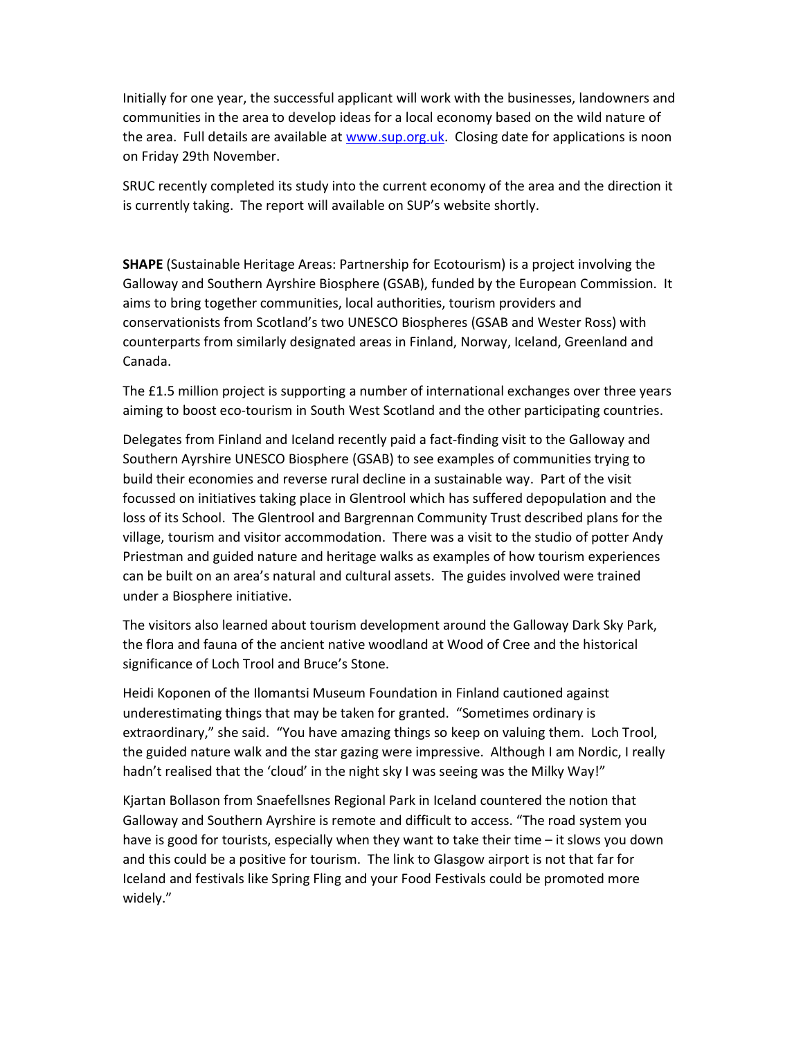Initially for one year, the successful applicant will work with the businesses, landowners and communities in the area to develop ideas for a local economy based on the wild nature of the area. Full details are available at [www.sup.org.uk](www.sup.org.uk). Closing date for applications is noon on Friday 29th November.

SRUC recently completed its study into the current economy of the area and the direction it is currently taking. The report will available on SUP's website shortly.

**SHAPE** (Sustainable Heritage Areas: Partnership for Ecotourism) is a project involving the Galloway and Southern Ayrshire Biosphere (GSAB), funded by the European Commission. It aims to bring together communities, local authorities, tourism providers and conservationists from Scotland's two UNESCO Biospheres (GSAB and Wester Ross) with counterparts from similarly designated areas in Finland, Norway, Iceland, Greenland and Canada.

The £1.5 million project is supporting a number of international exchanges over three years aiming to boost eco-tourism in South West Scotland and the other participating countries.

Delegates from Finland and Iceland recently paid a fact-finding visit to the Galloway and Southern Ayrshire UNESCO Biosphere (GSAB) to see examples of communities trying to build their economies and reverse rural decline in a sustainable way. Part of the visit focussed on initiatives taking place in Glentrool which has suffered depopulation and the loss of its School. The Glentrool and Bargrennan Community Trust described plans for the village, tourism and visitor accommodation. There was a visit to the studio of potter Andy Priestman and guided nature and heritage walks as examples of how tourism experiences can be built on an area's natural and cultural assets. The guides involved were trained under a Biosphere initiative.

The visitors also learned about tourism development around the Galloway Dark Sky Park, the flora and fauna of the ancient native woodland at Wood of Cree and the historical significance of Loch Trool and Bruce's Stone.

Heidi Koponen of the Ilomantsi Museum Foundation in Finland cautioned against underestimating things that may be taken for granted. "Sometimes ordinary is extraordinary," she said. "You have amazing things so keep on valuing them. Loch Trool, the guided nature walk and the star gazing were impressive. Although I am Nordic, I really hadn't realised that the 'cloud' in the night sky I was seeing was the Milky Way!"

Kjartan Bollason from Snaefellsnes Regional Park in Iceland countered the notion that Galloway and Southern Ayrshire is remote and difficult to access. "The road system you have is good for tourists, especially when they want to take their time – it slows you down and this could be a positive for tourism. The link to Glasgow airport is not that far for Iceland and festivals like Spring Fling and your Food Festivals could be promoted more widely."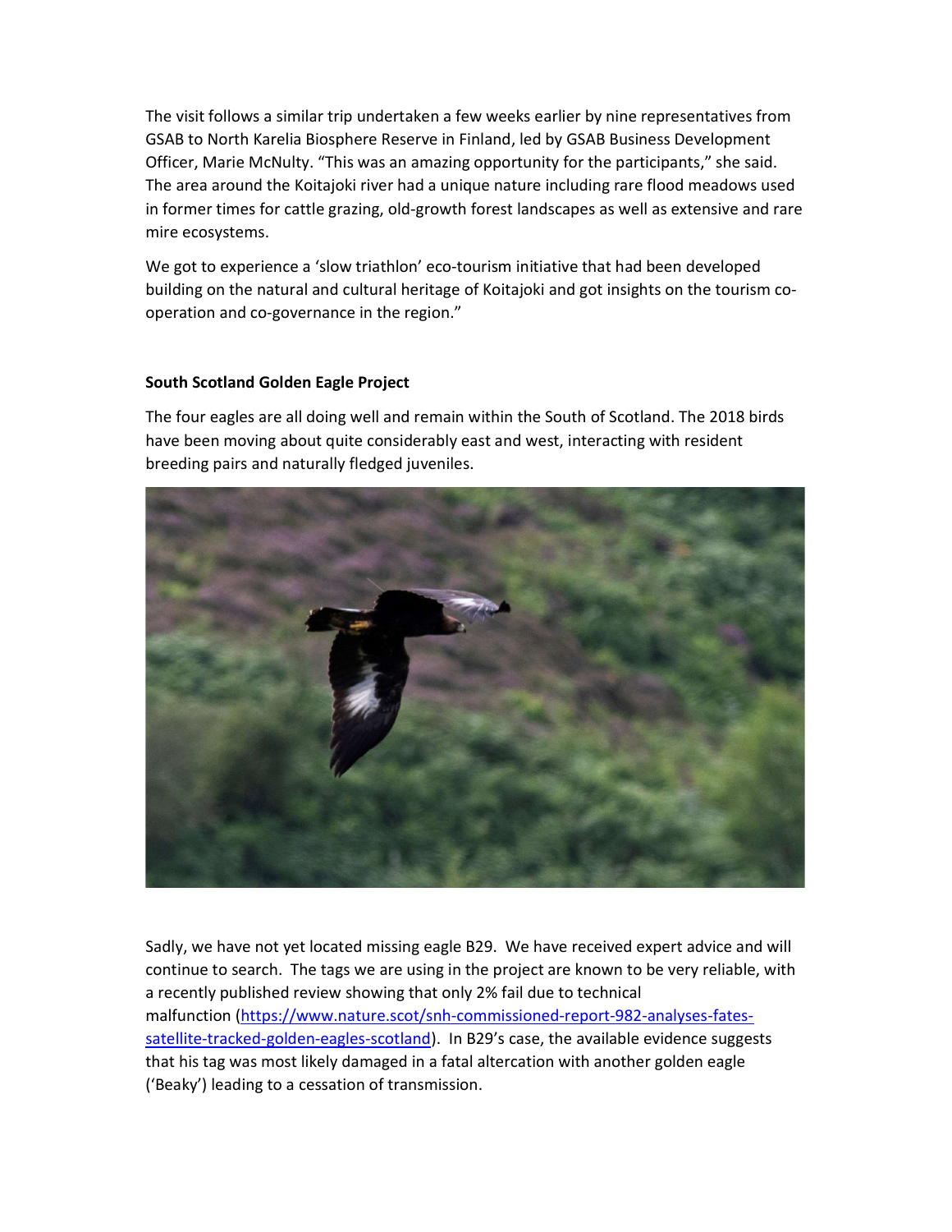The visit follows a similar trip undertaken a few weeks earlier by nine representatives from GSAB to North Karelia Biosphere Reserve in Finland, led by GSAB Business Development Officer, Marie McNulty. “This was an amazing opportunity for the participants,” she said. The area around the Koitajoki river had a unique nature including rare flood meadows used in former times for cattle grazing, old-growth forest landscapes as well as extensive and rare mire ecosystems.

We got to experience a ‘slow triathlon’ eco-tourism initiative that had been developed building on the natural and cultural heritage of Koitajoki and got insights on the tourism co-operation and co-governance in the region.”

**South Scotland Golden Eagle Project**

The four eagles are all doing well and remain within the South of Scotland. The 2018 birds have been moving about quite considerably east and west, interacting with resident breeding pairs and naturally fledged juveniles.

Sadly, we have not yet located missing eagle B29. We have received expert advice and will continue to search. The tags we are using in the project are known to be very reliable, with a recently published review showing that only 2% fail due to technical malfunction ([https://www.nature.scot/snh-commissioned-report-982-analyses-fates-satellite-tracked-golden-eagles-scotland](https://www.nature.scot/snh-commissioned-report-982-analyses-fates-satellite-tracked-golden-eagles-scotland)). In B29’s case, the available evidence suggests that his tag was most likely damaged in a fatal altercation with another golden eagle (‘Beaky’) leading to a cessation of transmission.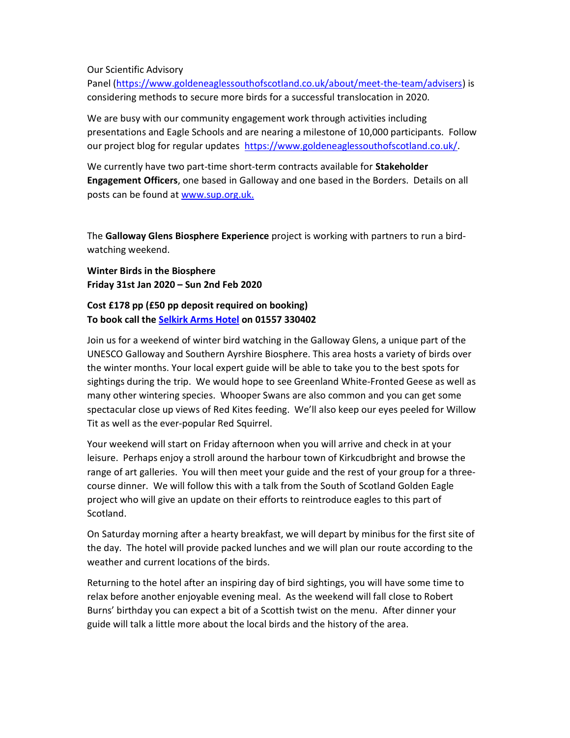Our Scientific Advisory Panel (https://www.goldeneaglessouthofscotland.co.uk/about/meet-the-team/advisers) is considering methods to secure more birds for a successful translocation in 2020.

We are busy with our community engagement work through activities including presentations and Eagle Schools and are nearing a milestone of 10,000 participants. Follow our project blog for regular updates https://www.goldeneaglessouthofscotland.co.uk/.

We currently have two part-time short-term contracts available for **Stakeholder Engagement Officers**, one based in Galloway and one based in the Borders. Details on all posts can be found at www.sup.org.uk.

The **Galloway Glens Biosphere Experience** project is working with partners to run a bird-watching weekend.

**Winter Birds in the Biosphere**
**Friday 31st Jan 2020 – Sun 2nd Feb 2020**

**Cost £178 pp (£50 pp deposit required on booking)**
**To book call the Selkirk Arms Hotel on 01557 330402**

Join us for a weekend of winter bird watching in the Galloway Glens, a unique part of the UNESCO Galloway and Southern Ayrshire Biosphere. This area hosts a variety of birds over the winter months. Your local expert guide will be able to take you to the best spots for sightings during the trip. We would hope to see Greenland White-Fronted Geese as well as many other wintering species. Whooper Swans are also common and you can get some spectacular close up views of Red Kites feeding. We'll also keep our eyes peeled for Willow Tit as well as the ever-popular Red Squirrel.

Your weekend will start on Friday afternoon when you will arrive and check in at your leisure. Perhaps enjoy a stroll around the harbour town of Kirkcudbright and browse the range of art galleries. You will then meet your guide and the rest of your group for a three-course dinner. We will follow this with a talk from the South of Scotland Golden Eagle project who will give an update on their efforts to reintroduce eagles to this part of Scotland.

On Saturday morning after a hearty breakfast, we will depart by minibus for the first site of the day. The hotel will provide packed lunches and we will plan our route according to the weather and current locations of the birds.

Returning to the hotel after an inspiring day of bird sightings, you will have some time to relax before another enjoyable evening meal. As the weekend will fall close to Robert Burns' birthday you can expect a bit of a Scottish twist on the menu. After dinner your guide will talk a little more about the local birds and the history of the area.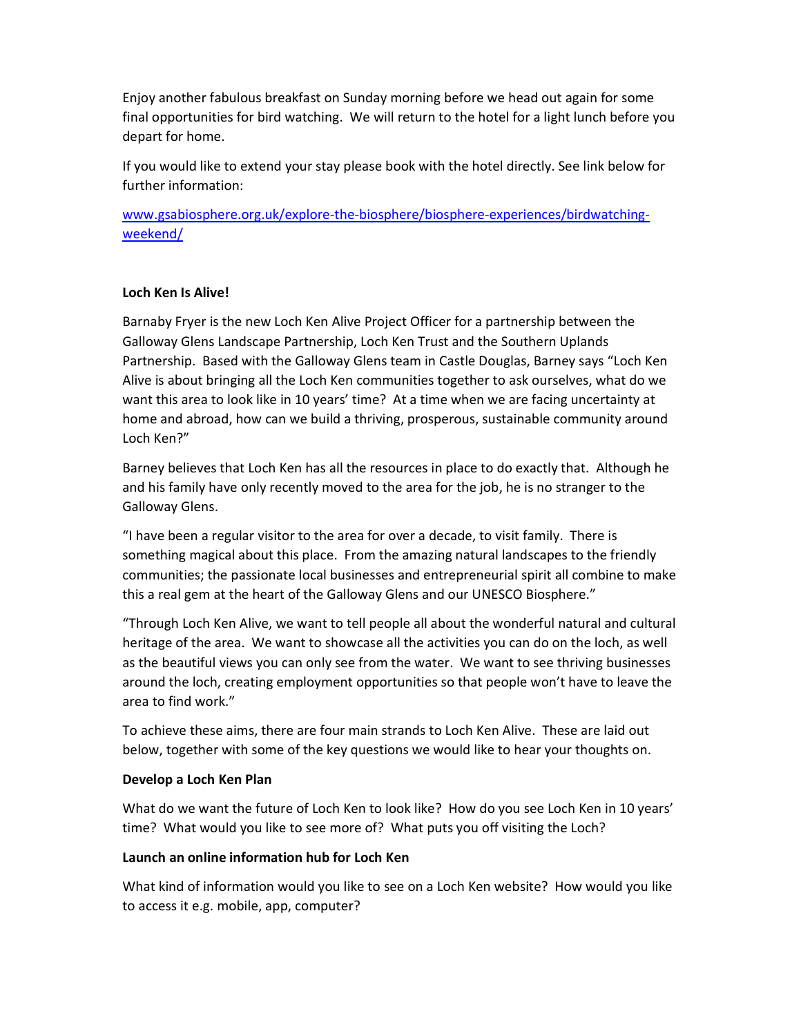Enjoy another fabulous breakfast on Sunday morning before we head out again for some final opportunities for bird watching. We will return to the hotel for a light lunch before you depart for home.

If you would like to extend your stay please book with the hotel directly. See link below for further information:

[www.gsabiosphere.org.uk/explore-the-biosphere/biosphere-experiences/birdwatching-weekend/](www.gsabiosphere.org.uk/explore-the-biosphere/biosphere-experiences/birdwatching-weekend/)

**Loch Ken Is Alive!**

Barnaby Fryer is the new Loch Ken Alive Project Officer for a partnership between the Galloway Glens Landscape Partnership, Loch Ken Trust and the Southern Uplands Partnership. Based with the Galloway Glens team in Castle Douglas, Barney says "Loch Ken Alive is about bringing all the Loch Ken communities together to ask ourselves, what do we want this area to look like in 10 years' time? At a time when we are facing uncertainty at home and abroad, how can we build a thriving, prosperous, sustainable community around Loch Ken?"

Barney believes that Loch Ken has all the resources in place to do exactly that. Although he and his family have only recently moved to the area for the job, he is no stranger to the Galloway Glens.

"I have been a regular visitor to the area for over a decade, to visit family. There is something magical about this place. From the amazing natural landscapes to the friendly communities; the passionate local businesses and entrepreneurial spirit all combine to make this a real gem at the heart of the Galloway Glens and our UNESCO Biosphere."

"Through Loch Ken Alive, we want to tell people all about the wonderful natural and cultural heritage of the area. We want to showcase all the activities you can do on the loch, as well as the beautiful views you can only see from the water. We want to see thriving businesses around the loch, creating employment opportunities so that people won't have to leave the area to find work."

To achieve these aims, there are four main strands to Loch Ken Alive. These are laid out below, together with some of the key questions we would like to hear your thoughts on.

**Develop a Loch Ken Plan**

What do we want the future of Loch Ken to look like? How do you see Loch Ken in 10 years' time? What would you like to see more of? What puts you off visiting the Loch?

**Launch an online information hub for Loch Ken**

What kind of information would you like to see on a Loch Ken website? How would you like to access it e.g. mobile, app, computer?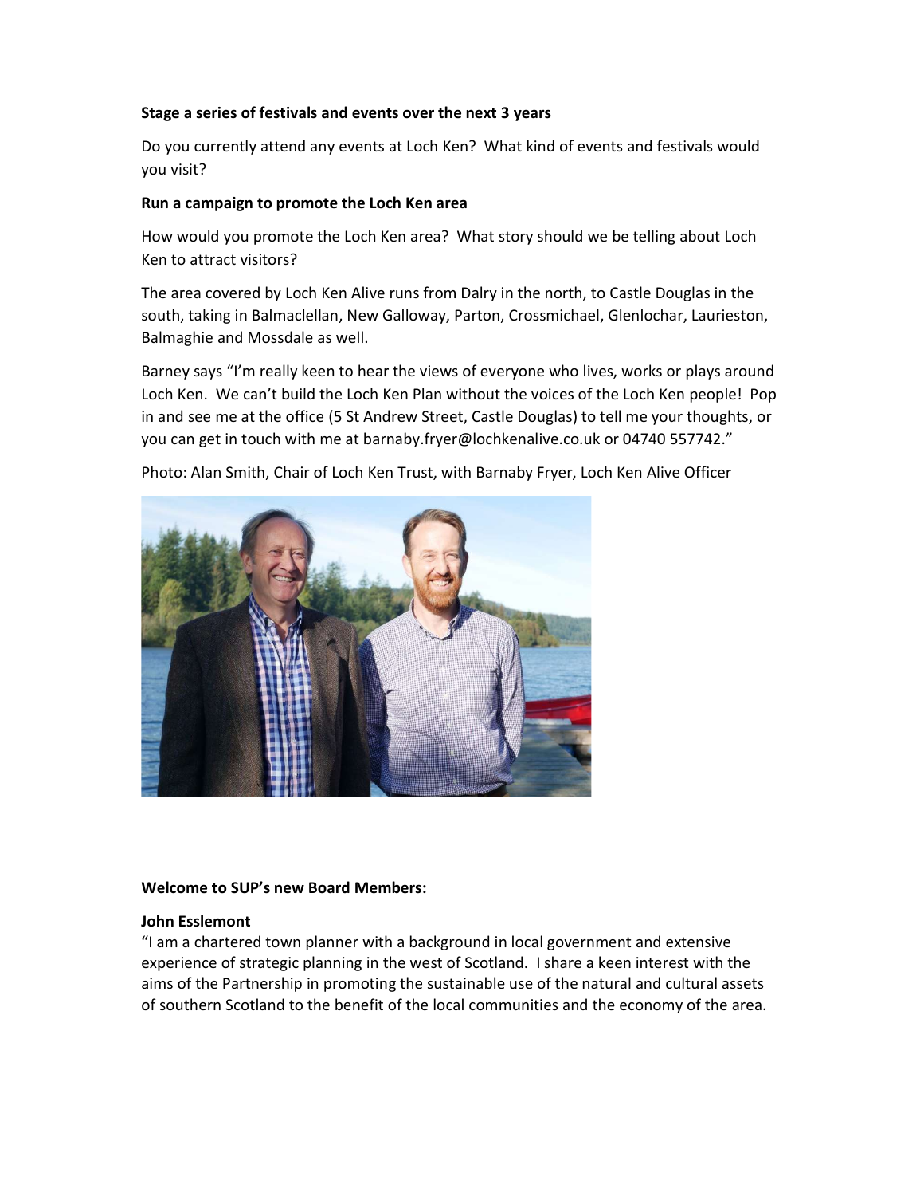**Stage a series of festivals and events over the next 3 years**

Do you currently attend any events at Loch Ken? What kind of events and festivals would you visit?

**Run a campaign to promote the Loch Ken area**

How would you promote the Loch Ken area? What story should we be telling about Loch Ken to attract visitors?

The area covered by Loch Ken Alive runs from Dalry in the north, to Castle Douglas in the south, taking in Balmaclellan, New Galloway, Parton, Crossmichael, Glenlochar, Laurieston, Balmaghie and Mossdale as well.

Barney says "I'm really keen to hear the views of everyone who lives, works or plays around Loch Ken. We can't build the Loch Ken Plan without the voices of the Loch Ken people! Pop in and see me at the office (5 St Andrew Street, Castle Douglas) to tell me your thoughts, or you can get in touch with me at barnaby.fryer@lochkenalive.co.uk or 04740 557742."

Photo: Alan Smith, Chair of Loch Ken Trust, with Barnaby Fryer, Loch Ken Alive Officer

**Welcome to SUP's new Board Members:**

**John Esslemont**

"I am a chartered town planner with a background in local government and extensive experience of strategic planning in the west of Scotland. I share a keen interest with the aims of the Partnership in promoting the sustainable use of the natural and cultural assets of southern Scotland to the benefit of the local communities and the economy of the area.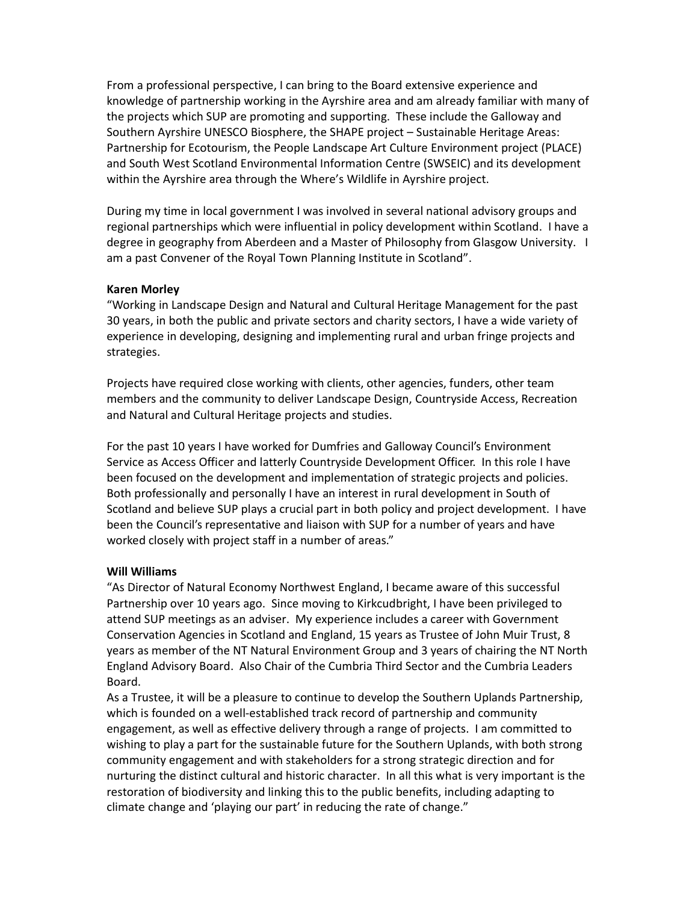From a professional perspective, I can bring to the Board extensive experience and knowledge of partnership working in the Ayrshire area and am already familiar with many of the projects which SUP are promoting and supporting. These include the Galloway and Southern Ayrshire UNESCO Biosphere, the SHAPE project – Sustainable Heritage Areas: Partnership for Ecotourism, the People Landscape Art Culture Environment project (PLACE) and South West Scotland Environmental Information Centre (SWSEIC) and its development within the Ayrshire area through the Where's Wildlife in Ayrshire project.

During my time in local government I was involved in several national advisory groups and regional partnerships which were influential in policy development within Scotland. I have a degree in geography from Aberdeen and a Master of Philosophy from Glasgow University. I am a past Convener of the Royal Town Planning Institute in Scotland".

**Karen Morley**

"Working in Landscape Design and Natural and Cultural Heritage Management for the past 30 years, in both the public and private sectors and charity sectors, I have a wide variety of experience in developing, designing and implementing rural and urban fringe projects and strategies.

Projects have required close working with clients, other agencies, funders, other team members and the community to deliver Landscape Design, Countryside Access, Recreation and Natural and Cultural Heritage projects and studies.

For the past 10 years I have worked for Dumfries and Galloway Council's Environment Service as Access Officer and latterly Countryside Development Officer. In this role I have been focused on the development and implementation of strategic projects and policies. Both professionally and personally I have an interest in rural development in South of Scotland and believe SUP plays a crucial part in both policy and project development. I have been the Council's representative and liaison with SUP for a number of years and have worked closely with project staff in a number of areas."

**Will Williams**

"As Director of Natural Economy Northwest England, I became aware of this successful Partnership over 10 years ago. Since moving to Kirkcudbright, I have been privileged to attend SUP meetings as an adviser. My experience includes a career with Government Conservation Agencies in Scotland and England, 15 years as Trustee of John Muir Trust, 8 years as member of the NT Natural Environment Group and 3 years of chairing the NT North England Advisory Board. Also Chair of the Cumbria Third Sector and the Cumbria Leaders Board.

As a Trustee, it will be a pleasure to continue to develop the Southern Uplands Partnership, which is founded on a well-established track record of partnership and community engagement, as well as effective delivery through a range of projects. I am committed to wishing to play a part for the sustainable future for the Southern Uplands, with both strong community engagement and with stakeholders for a strong strategic direction and for nurturing the distinct cultural and historic character. In all this what is very important is the restoration of biodiversity and linking this to the public benefits, including adapting to climate change and 'playing our part' in reducing the rate of change."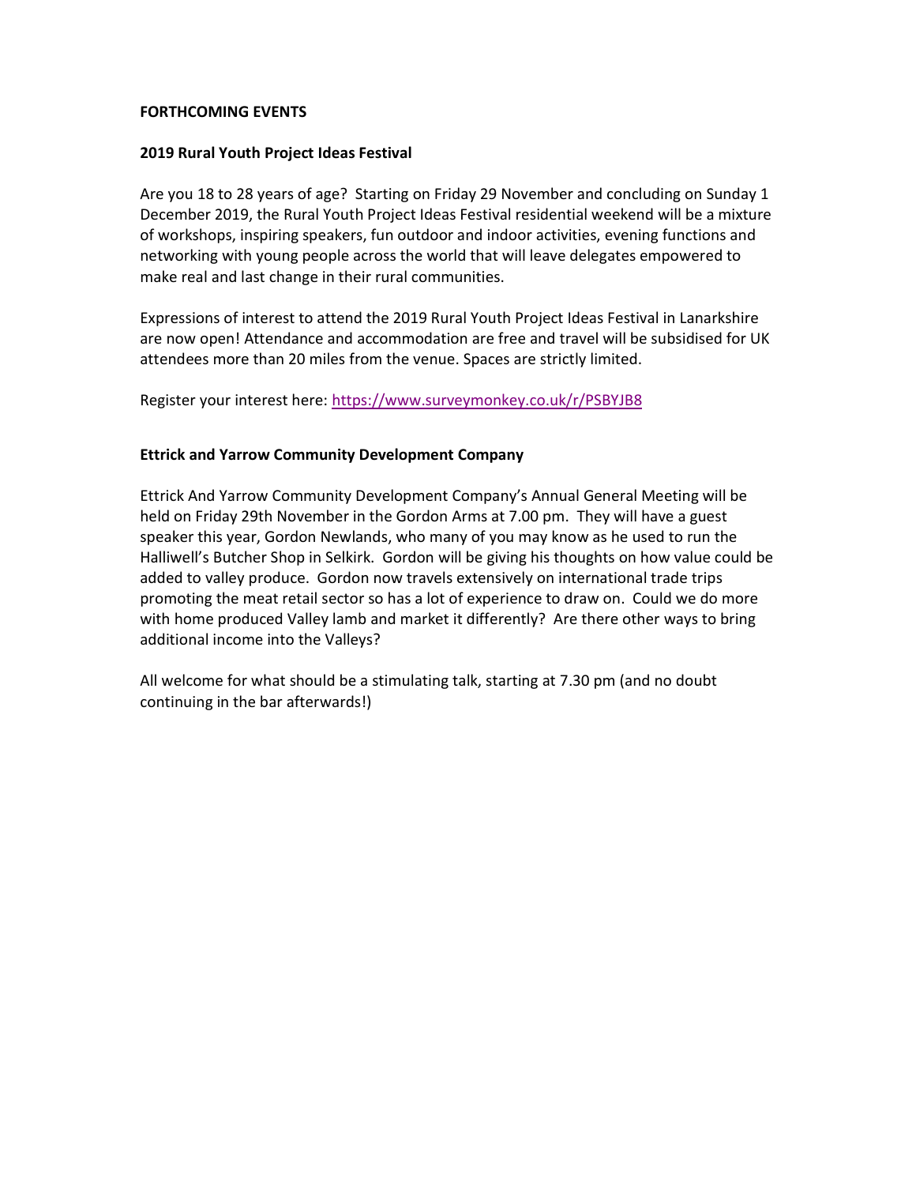**FORTHCOMING EVENTS**

**2019 Rural Youth Project Ideas Festival**

Are you 18 to 28 years of age? Starting on Friday 29 November and concluding on Sunday 1 December 2019, the Rural Youth Project Ideas Festival residential weekend will be a mixture of workshops, inspiring speakers, fun outdoor and indoor activities, evening functions and networking with young people across the world that will leave delegates empowered to make real and last change in their rural communities.

Expressions of interest to attend the 2019 Rural Youth Project Ideas Festival in Lanarkshire are now open! Attendance and accommodation are free and travel will be subsidised for UK attendees more than 20 miles from the venue. Spaces are strictly limited.

Register your interest here: https://www.surveymonkey.co.uk/r/PSBYJB8

**Ettrick and Yarrow Community Development Company**

Ettrick And Yarrow Community Development Company's Annual General Meeting will be held on Friday 29th November in the Gordon Arms at 7.00 pm. They will have a guest speaker this year, Gordon Newlands, who many of you may know as he used to run the Halliwell's Butcher Shop in Selkirk. Gordon will be giving his thoughts on how value could be added to valley produce. Gordon now travels extensively on international trade trips promoting the meat retail sector so has a lot of experience to draw on. Could we do more with home produced Valley lamb and market it differently? Are there other ways to bring additional income into the Valleys?

All welcome for what should be a stimulating talk, starting at 7.30 pm (and no doubt continuing in the bar afterwards!)